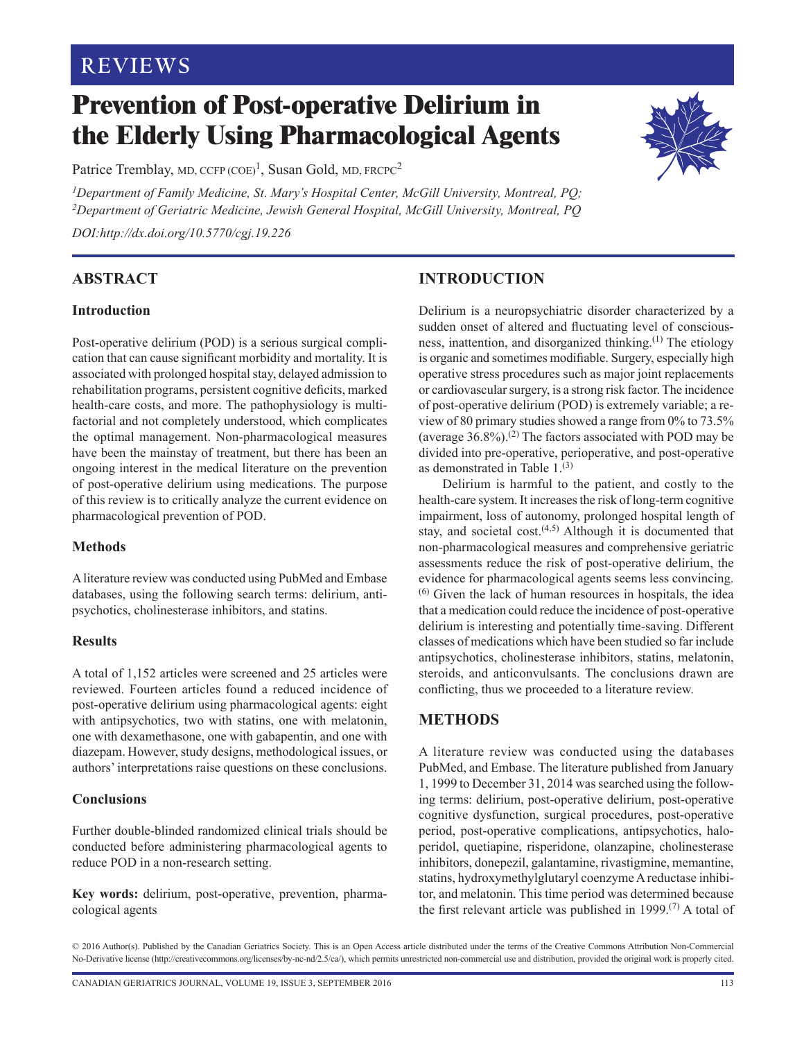REVIEWS

# Prevention of Post-operative Delirium in the Elderly Using Pharmacological Agents

Patrice Tremblay, MD, CCFP (COE)[1], Susan Gold, MD, FRCPC[2]

[1]*Department of Family Medicine, St. Mary's Hospital Center, McGill University, Montreal, PQ;* [2]*Department of Geriatric Medicine, Jewish General Hospital, McGill University, Montreal, PQ*

*DOI:http://dx.doi.org/10.5770/cgj.19.226*

## ABSTRACT

### Introduction

Post-operative delirium (POD) is a serious surgical complication that can cause significant morbidity and mortality. It is associated with prolonged hospital stay, delayed admission to rehabilitation programs, persistent cognitive deficits, marked health-care costs, and more. The pathophysiology is multifactorial and not completely understood, which complicates the optimal management. Non-pharmacological measures have been the mainstay of treatment, but there has been an ongoing interest in the medical literature on the prevention of post-operative delirium using medications. The purpose of this review is to critically analyze the current evidence on pharmacological prevention of POD.

### Methods

A literature review was conducted using PubMed and Embase databases, using the following search terms: delirium, antipsychotics, cholinesterase inhibitors, and statins.

### Results

A total of 1,152 articles were screened and 25 articles were reviewed. Fourteen articles found a reduced incidence of post-operative delirium using pharmacological agents: eight with antipsychotics, two with statins, one with melatonin, one with dexamethasone, one with gabapentin, and one with diazepam. However, study designs, methodological issues, or authors' interpretations raise questions on these conclusions.

### Conclusions

Further double-blinded randomized clinical trials should be conducted before administering pharmacological agents to reduce POD in a non-research setting.

**Key words:** delirium, post-operative, prevention, pharmacological agents

## INTRODUCTION

Delirium is a neuropsychiatric disorder characterized by a sudden onset of altered and fluctuating level of consciousness, inattention, and disorganized thinking.[1] The etiology is organic and sometimes modifiable. Surgery, especially high operative stress procedures such as major joint replacements or cardiovascular surgery, is a strong risk factor. The incidence of post-operative delirium (POD) is extremely variable; a review of 80 primary studies showed a range from 0% to 73.5% (average 36.8%).[2] The factors associated with POD may be divided into pre-operative, perioperative, and post-operative as demonstrated in Table 1.[3]

Delirium is harmful to the patient, and costly to the health-care system. It increases the risk of long-term cognitive impairment, loss of autonomy, prolonged hospital length of stay, and societal cost.[4,5] Although it is documented that non-pharmacological measures and comprehensive geriatric assessments reduce the risk of post-operative delirium, the evidence for pharmacological agents seems less convincing.[6] Given the lack of human resources in hospitals, the idea that a medication could reduce the incidence of post-operative delirium is interesting and potentially time-saving. Different classes of medications which have been studied so far include antipsychotics, cholinesterase inhibitors, statins, melatonin, steroids, and anticonvulsants. The conclusions drawn are conflicting, thus we proceeded to a literature review.

## METHODS

A literature review was conducted using the databases PubMed, and Embase. The literature published from January 1, 1999 to December 31, 2014 was searched using the following terms: delirium, post-operative delirium, post-operative cognitive dysfunction, surgical procedures, post-operative period, post-operative complications, antipsychotics, haloperidol, quetiapine, risperidone, olanzapine, cholinesterase inhibitors, donepezil, galantamine, rivastigmine, memantine, statins, hydroxymethylglutaryl coenzyme A reductase inhibitor, and melatonin. This time period was determined because the first relevant article was published in 1999.[7] A total of

© 2016 Author(s). Published by the Canadian Geriatrics Society. This is an Open Access article distributed under the terms of the Creative Commons Attribution Non-Commercial No-Derivative license (http://creativecommons.org/licenses/by-nc-nd/2.5/ca/), which permits unrestricted non-commercial use and distribution, provided the original work is properly cited.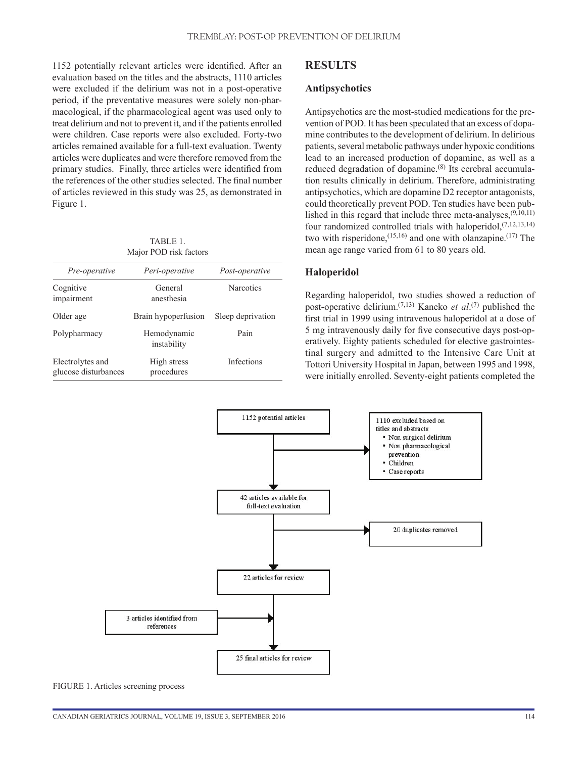1152 potentially relevant articles were identified. After an evaluation based on the titles and the abstracts, 1110 articles were excluded if the delirium was not in a post-operative period, if the preventative measures were solely non-pharmacological, if the pharmacological agent was used only to treat delirium and not to prevent it, and if the patients enrolled were children. Case reports were also excluded. Forty-two articles remained available for a full-text evaluation. Twenty articles were duplicates and were therefore removed from the primary studies. Finally, three articles were identified from the references of the other studies selected. The final number of articles reviewed in this study was 25, as demonstrated in Figure 1.

TABLE 1. Major POD risk factors

| *Pre-operative* | *Peri-operative* | *Post-operative* |
|---|---|---|
| Cognitive impairment | General anesthesia | Narcotics |
| Older age | Brain hypoperfusion | Sleep deprivation |
| Polypharmacy | Hemodynamic instability | Pain |
| Electrolytes and glucose disturbances | High stress procedures | Infections |

## RESULTS

### Antipsychotics

Antipsychotics are the most-studied medications for the prevention of POD. It has been speculated that an excess of dopamine contributes to the development of delirium. In delirious patients, several metabolic pathways under hypoxic conditions lead to an increased production of dopamine, as well as a reduced degradation of dopamine.[8] Its cerebral accumulation results clinically in delirium. Therefore, administrating antipsychotics, which are dopamine D2 receptor antagonists, could theoretically prevent POD. Ten studies have been published in this regard that include three meta-analyses,[9,10,11] four randomized controlled trials with haloperidol,[7,12,13,14] two with risperidone,[15,16] and one with olanzapine.[17] The mean age range varied from 61 to 80 years old.

### Haloperidol

Regarding haloperidol, two studies showed a reduction of post-operative delirium.[7,13] Kaneko *et al*.[7] published the first trial in 1999 using intravenous haloperidol at a dose of 5 mg intravenously daily for five consecutive days post-operatively. Eighty patients scheduled for elective gastrointestinal surgery and admitted to the Intensive Care Unit at Tottori University Hospital in Japan, between 1995 and 1998, were initially enrolled. Seventy-eight patients completed the

1152 potential articles

1110 excluded based on titles and abstracts
- Non surgical delirium
- Non pharmacological prevention
- Children
- Case reports

42 articles available for full-text evaluation

20 duplicates removed

22 articles for review

3 articles identified from references

25 final articles for review

FIGURE 1. Articles screening process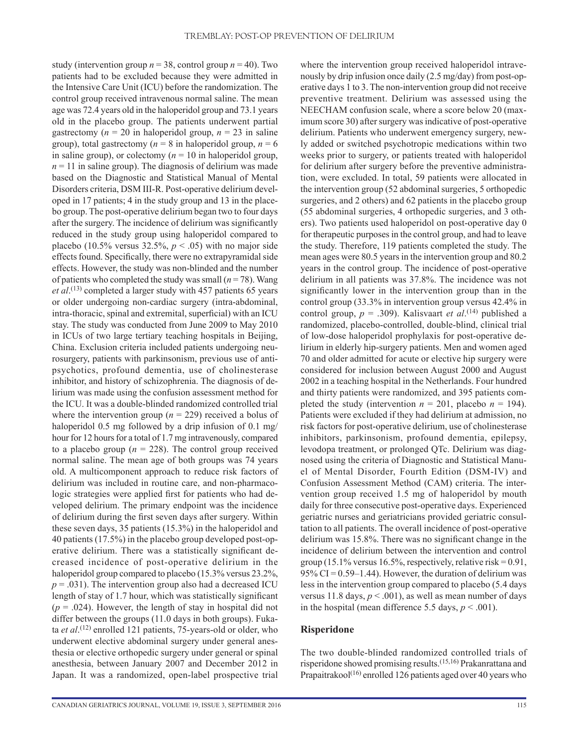study (intervention group $n = 38$, control group $n = 40$). Two patients had to be excluded because they were admitted in the Intensive Care Unit (ICU) before the randomization. The control group received intravenous normal saline. The mean age was 72.4 years old in the haloperidol group and 73.1 years old in the placebo group. The patients underwent partial gastrectomy ($n = 20$ in haloperidol group, $n = 23$ in saline group), total gastrectomy ($n = 8$ in haloperidol group, $n = 6$ in saline group), or colectomy ($n = 10$ in haloperidol group, $n = 11$ in saline group). The diagnosis of delirium was made based on the Diagnostic and Statistical Manual of Mental Disorders criteria, DSM III-R. Post-operative delirium developed in 17 patients; 4 in the study group and 13 in the placebo group. The post-operative delirium began two to four days after the surgery. The incidence of delirium was significantly reduced in the study group using haloperidol compared to placebo (10.5% versus 32.5%, $p < .05$) with no major side effects found. Specifically, there were no extrapyramidal side effects. However, the study was non-blinded and the number of patients who completed the study was small ($n = 78$). Wang *et al*.[13] completed a larger study with 457 patients 65 years or older undergoing non-cardiac surgery (intra-abdominal, intra-thoracic, spinal and extremital, superficial) with an ICU stay. The study was conducted from June 2009 to May 2010 in ICUs of two large tertiary teaching hospitals in Beijing, China. Exclusion criteria included patients undergoing neurosurgery, patients with parkinsonism, previous use of antipsychotics, profound dementia, use of cholinesterase inhibitor, and history of schizophrenia. The diagnosis of delirium was made using the confusion assessment method for the ICU. It was a double-blinded randomized controlled trial where the intervention group ($n = 229$) received a bolus of haloperidol 0.5 mg followed by a drip infusion of 0.1 mg/hour for 12 hours for a total of 1.7 mg intravenously, compared to a placebo group ($n = 228$). The control group received normal saline. The mean age of both groups was 74 years old. A multicomponent approach to reduce risk factors of delirium was included in routine care, and non-pharmacologic strategies were applied first for patients who had developed delirium. The primary endpoint was the incidence of delirium during the first seven days after surgery. Within these seven days, 35 patients (15.3%) in the haloperidol and 40 patients (17.5%) in the placebo group developed post-operative delirium. There was a statistically significant decreased incidence of post-operative delirium in the haloperidol group compared to placebo (15.3% versus 23.2%, $p = .031$). The intervention group also had a decreased ICU length of stay of 1.7 hour, which was statistically significant ($p = .024$). However, the length of stay in hospital did not differ between the groups (11.0 days in both groups). Fukata *et al*.[12] enrolled 121 patients, 75-years-old or older, who underwent elective abdominal surgery under general anesthesia or elective orthopedic surgery under general or spinal anesthesia, between January 2007 and December 2012 in Japan. It was a randomized, open-label prospective trial where the intervention group received haloperidol intravenously by drip infusion once daily (2.5 mg/day) from post-operative days 1 to 3. The non-intervention group did not receive preventive treatment. Delirium was assessed using the NEECHAM confusion scale, where a score below 20 (maximum score 30) after surgery was indicative of post-operative delirium. Patients who underwent emergency surgery, newly added or switched psychotropic medications within two weeks prior to surgery, or patients treated with haloperidol for delirium after surgery before the preventive administration, were excluded. In total, 59 patients were allocated in the intervention group (52 abdominal surgeries, 5 orthopedic surgeries, and 2 others) and 62 patients in the placebo group (55 abdominal surgeries, 4 orthopedic surgeries, and 3 others). Two patients used haloperidol on post-operative day 0 for therapeutic purposes in the control group, and had to leave the study. Therefore, 119 patients completed the study. The mean ages were 80.5 years in the intervention group and 80.2 years in the control group. The incidence of post-operative delirium in all patients was 37.8%. The incidence was not significantly lower in the intervention group than in the control group (33.3% in intervention group versus 42.4% in control group, $p = .309$). Kalisvaart *et al*.[14] published a randomized, placebo-controlled, double-blind, clinical trial of low-dose haloperidol prophylaxis for post-operative delirium in elderly hip-surgery patients. Men and women aged 70 and older admitted for acute or elective hip surgery were considered for inclusion between August 2000 and August 2002 in a teaching hospital in the Netherlands. Four hundred and thirty patients were randomized, and 395 patients completed the study (intervention $n = 201$, placebo $n = 194$). Patients were excluded if they had delirium at admission, no risk factors for post-operative delirium, use of cholinesterase inhibitors, parkinsonism, profound dementia, epilepsy, levodopa treatment, or prolonged QTc. Delirium was diagnosed using the criteria of Diagnostic and Statistical Manuel of Mental Disorder, Fourth Edition (DSM-IV) and Confusion Assessment Method (CAM) criteria. The intervention group received 1.5 mg of haloperidol by mouth daily for three consecutive post-operative days. Experienced geriatric nurses and geriatricians provided geriatric consultation to all patients. The overall incidence of post-operative delirium was 15.8%. There was no significant change in the incidence of delirium between the intervention and control group (15.1% versus 16.5%, respectively, relative risk = 0.91, 95% CI = 0.59–1.44). However, the duration of delirium was less in the intervention group compared to placebo (5.4 days versus 11.8 days, $p < .001$), as well as mean number of days in the hospital (mean difference 5.5 days, $p < .001$).

## Risperidone

The two double-blinded randomized controlled trials of risperidone showed promising results.[15,16] Prakanrattana and Prapaitrakool[16] enrolled 126 patients aged over 40 years who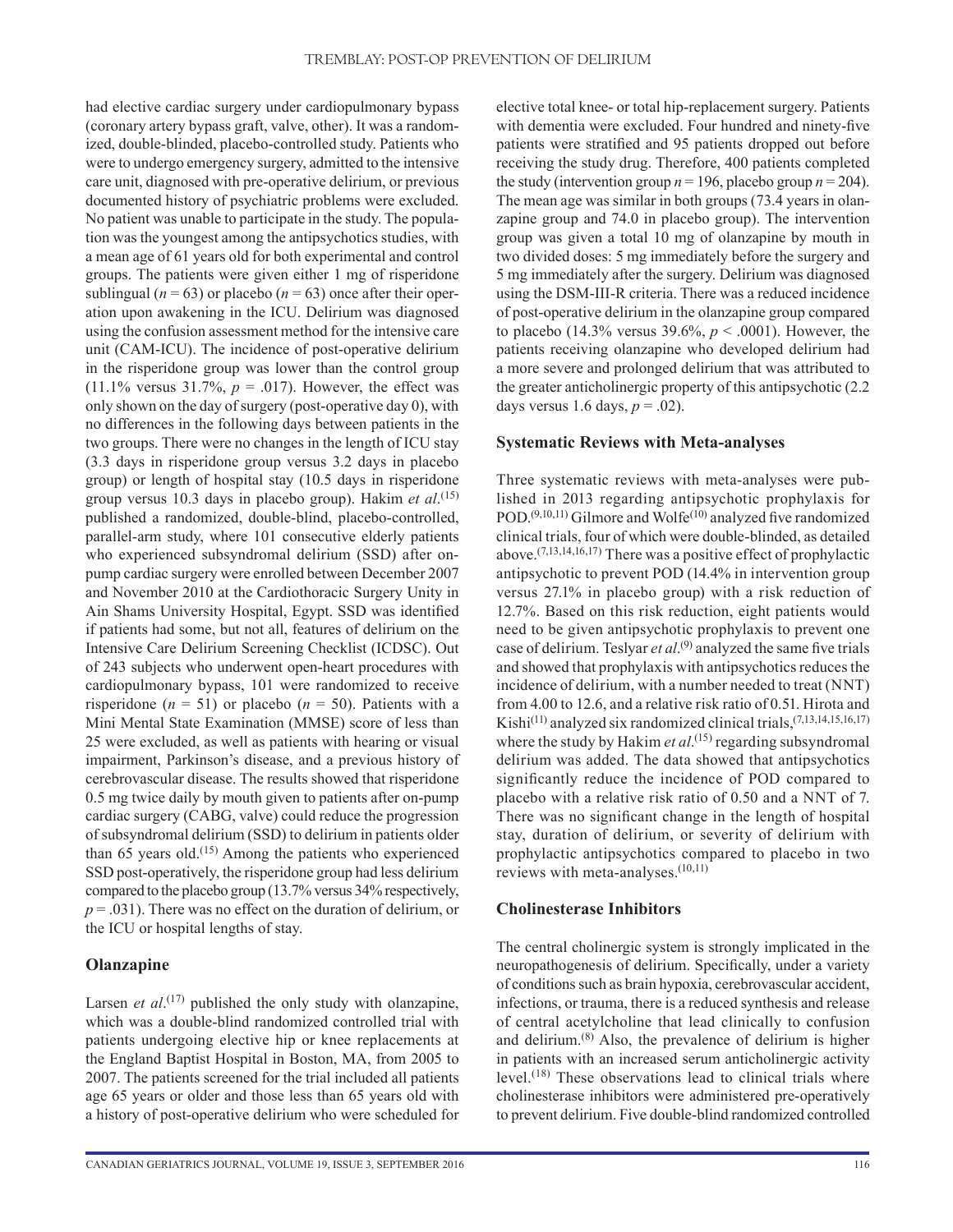had elective cardiac surgery under cardiopulmonary bypass (coronary artery bypass graft, valve, other). It was a randomized, double-blinded, placebo-controlled study. Patients who were to undergo emergency surgery, admitted to the intensive care unit, diagnosed with pre-operative delirium, or previous documented history of psychiatric problems were excluded. No patient was unable to participate in the study. The population was the youngest among the antipsychotics studies, with a mean age of 61 years old for both experimental and control groups. The patients were given either 1 mg of risperidone sublingual (*n* = 63) or placebo (*n* = 63) once after their operation upon awakening in the ICU. Delirium was diagnosed using the confusion assessment method for the intensive care unit (CAM-ICU). The incidence of post-operative delirium in the risperidone group was lower than the control group (11.1% versus 31.7%, *p* = .017). However, the effect was only shown on the day of surgery (post-operative day 0), with no differences in the following days between patients in the two groups. There were no changes in the length of ICU stay (3.3 days in risperidone group versus 3.2 days in placebo group) or length of hospital stay (10.5 days in risperidone group versus 10.3 days in placebo group). Hakim *et al*.[15] published a randomized, double-blind, placebo-controlled, parallel-arm study, where 101 consecutive elderly patients who experienced subsyndromal delirium (SSD) after on-pump cardiac surgery were enrolled between December 2007 and November 2010 at the Cardiothoracic Surgery Unity in Ain Shams University Hospital, Egypt. SSD was identified if patients had some, but not all, features of delirium on the Intensive Care Delirium Screening Checklist (ICDSC). Out of 243 subjects who underwent open-heart procedures with cardiopulmonary bypass, 101 were randomized to receive risperidone (*n* = 51) or placebo (*n* = 50). Patients with a Mini Mental State Examination (MMSE) score of less than 25 were excluded, as well as patients with hearing or visual impairment, Parkinson's disease, and a previous history of cerebrovascular disease. The results showed that risperidone 0.5 mg twice daily by mouth given to patients after on-pump cardiac surgery (CABG, valve) could reduce the progression of subsyndromal delirium (SSD) to delirium in patients older than 65 years old.[15] Among the patients who experienced SSD post-operatively, the risperidone group had less delirium compared to the placebo group (13.7% versus 34% respectively, *p* = .031). There was no effect on the duration of delirium, or the ICU or hospital lengths of stay.

### Olanzapine

Larsen *et al*.[17] published the only study with olanzapine, which was a double-blind randomized controlled trial with patients undergoing elective hip or knee replacements at the England Baptist Hospital in Boston, MA, from 2005 to 2007. The patients screened for the trial included all patients age 65 years or older and those less than 65 years old with a history of post-operative delirium who were scheduled for elective total knee- or total hip-replacement surgery. Patients with dementia were excluded. Four hundred and ninety-five patients were stratified and 95 patients dropped out before receiving the study drug. Therefore, 400 patients completed the study (intervention group *n* = 196, placebo group *n* = 204). The mean age was similar in both groups (73.4 years in olanzapine group and 74.0 in placebo group). The intervention group was given a total 10 mg of olanzapine by mouth in two divided doses: 5 mg immediately before the surgery and 5 mg immediately after the surgery. Delirium was diagnosed using the DSM-III-R criteria. There was a reduced incidence of post-operative delirium in the olanzapine group compared to placebo (14.3% versus 39.6%, *p* < .0001). However, the patients receiving olanzapine who developed delirium had a more severe and prolonged delirium that was attributed to the greater anticholinergic property of this antipsychotic (2.2 days versus 1.6 days, *p* = .02).

### Systematic Reviews with Meta-analyses

Three systematic reviews with meta-analyses were published in 2013 regarding antipsychotic prophylaxis for POD.[9,10,11] Gilmore and Wolfe[10] analyzed five randomized clinical trials, four of which were double-blinded, as detailed above.[7,13,14,16,17] There was a positive effect of prophylactic antipsychotic to prevent POD (14.4% in intervention group versus 27.1% in placebo group) with a risk reduction of 12.7%. Based on this risk reduction, eight patients would need to be given antipsychotic prophylaxis to prevent one case of delirium. Teslyar *et al*.[9] analyzed the same five trials and showed that prophylaxis with antipsychotics reduces the incidence of delirium, with a number needed to treat (NNT) from 4.00 to 12.6, and a relative risk ratio of 0.51. Hirota and Kishi[11] analyzed six randomized clinical trials,[7,13,14,15,16,17] where the study by Hakim *et al*.[15] regarding subsyndromal delirium was added. The data showed that antipsychotics significantly reduce the incidence of POD compared to placebo with a relative risk ratio of 0.50 and a NNT of 7. There was no significant change in the length of hospital stay, duration of delirium, or severity of delirium with prophylactic antipsychotics compared to placebo in two reviews with meta-analyses.[10,11]

### Cholinesterase Inhibitors

The central cholinergic system is strongly implicated in the neuropathogenesis of delirium. Specifically, under a variety of conditions such as brain hypoxia, cerebrovascular accident, infections, or trauma, there is a reduced synthesis and release of central acetylcholine that lead clinically to confusion and delirium.[8] Also, the prevalence of delirium is higher in patients with an increased serum anticholinergic activity level.[18] These observations lead to clinical trials where cholinesterase inhibitors were administered pre-operatively to prevent delirium. Five double-blind randomized controlled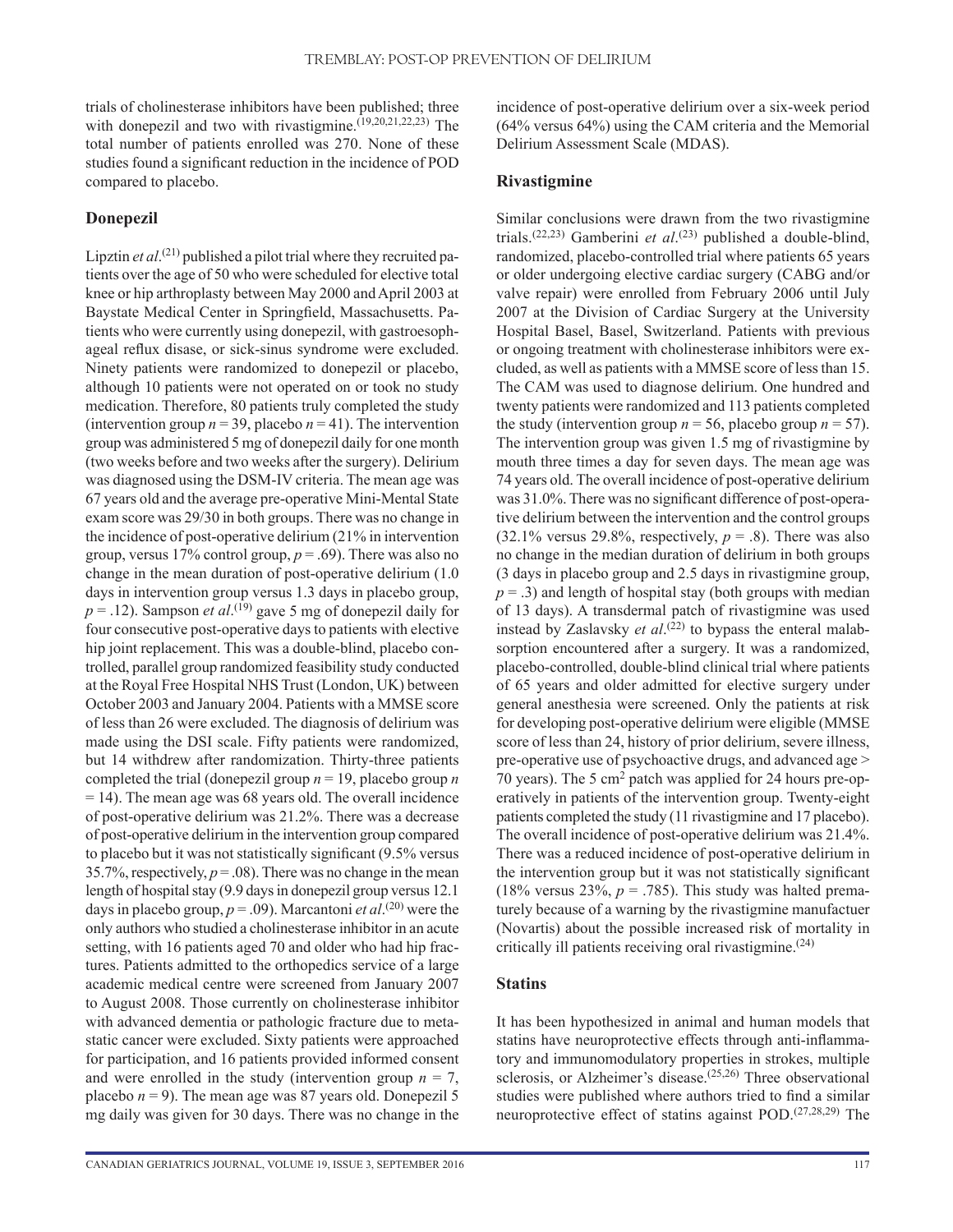trials of cholinesterase inhibitors have been published; three with donepezil and two with rivastigmine.[19,20,21,22,23] The total number of patients enrolled was 270. None of these studies found a significant reduction in the incidence of POD compared to placebo.

### Donepezil

Lipztin *et al*.[21] published a pilot trial where they recruited patients over the age of 50 who were scheduled for elective total knee or hip arthroplasty between May 2000 and April 2003 at Baystate Medical Center in Springfield, Massachusetts. Patients who were currently using donepezil, with gastroesophageal reflux disase, or sick-sinus syndrome were excluded. Ninety patients were randomized to donepezil or placebo, although 10 patients were not operated on or took no study medication. Therefore, 80 patients truly completed the study (intervention group $n = 39$, placebo $n = 41$). The intervention group was administered 5 mg of donepezil daily for one month (two weeks before and two weeks after the surgery). Delirium was diagnosed using the DSM-IV criteria. The mean age was 67 years old and the average pre-operative Mini-Mental State exam score was 29/30 in both groups. There was no change in the incidence of post-operative delirium (21% in intervention group, versus 17% control group, $p = .69$). There was also no change in the mean duration of post-operative delirium (1.0 days in intervention group versus 1.3 days in placebo group, $p = .12$). Sampson *et al*.[19] gave 5 mg of donepezil daily for four consecutive post-operative days to patients with elective hip joint replacement. This was a double-blind, placebo controlled, parallel group randomized feasibility study conducted at the Royal Free Hospital NHS Trust (London, UK) between October 2003 and January 2004. Patients with a MMSE score of less than 26 were excluded. The diagnosis of delirium was made using the DSI scale. Fifty patients were randomized, but 14 withdrew after randomization. Thirty-three patients completed the trial (donepezil group $n = 19$, placebo group $n = 14$). The mean age was 68 years old. The overall incidence of post-operative delirium was 21.2%. There was a decrease of post-operative delirium in the intervention group compared to placebo but it was not statistically significant (9.5% versus 35.7%, respectively, $p = .08$). There was no change in the mean length of hospital stay (9.9 days in donepezil group versus 12.1 days in placebo group, $p = .09$). Marcantoni *et al*.[20] were the only authors who studied a cholinesterase inhibitor in an acute setting, with 16 patients aged 70 and older who had hip fractures. Patients admitted to the orthopedics service of a large academic medical centre were screened from January 2007 to August 2008. Those currently on cholinesterase inhibitor with advanced dementia or pathologic fracture due to metastatic cancer were excluded. Sixty patients were approached for participation, and 16 patients provided informed consent and were enrolled in the study (intervention group $n = 7$, placebo $n = 9$). The mean age was 87 years old. Donepezil 5 mg daily was given for 30 days. There was no change in the incidence of post-operative delirium over a six-week period (64% versus 64%) using the CAM criteria and the Memorial Delirium Assessment Scale (MDAS).

### Rivastigmine

Similar conclusions were drawn from the two rivastigmine trials.[22,23] Gamberini *et al*.[23] published a double-blind, randomized, placebo-controlled trial where patients 65 years or older undergoing elective cardiac surgery (CABG and/or valve repair) were enrolled from February 2006 until July 2007 at the Division of Cardiac Surgery at the University Hospital Basel, Basel, Switzerland. Patients with previous or ongoing treatment with cholinesterase inhibitors were excluded, as well as patients with a MMSE score of less than 15. The CAM was used to diagnose delirium. One hundred and twenty patients were randomized and 113 patients completed the study (intervention group $n = 56$, placebo group $n = 57$). The intervention group was given 1.5 mg of rivastigmine by mouth three times a day for seven days. The mean age was 74 years old. The overall incidence of post-operative delirium was 31.0%. There was no significant difference of post-operative delirium between the intervention and the control groups (32.1% versus 29.8%, respectively, $p = .8$). There was also no change in the median duration of delirium in both groups (3 days in placebo group and 2.5 days in rivastigmine group, $p = .3$) and length of hospital stay (both groups with median of 13 days). A transdermal patch of rivastigmine was used instead by Zaslavsky *et al*.[22] to bypass the enteral malabsorption encountered after a surgery. It was a randomized, placebo-controlled, double-blind clinical trial where patients of 65 years and older admitted for elective surgery under general anesthesia were screened. Only the patients at risk for developing post-operative delirium were eligible (MMSE score of less than 24, history of prior delirium, severe illness, pre-operative use of psychoactive drugs, and advanced age > 70 years). The 5 $cm^2$ patch was applied for 24 hours pre-operatively in patients of the intervention group. Twenty-eight patients completed the study (11 rivastigmine and 17 placebo). The overall incidence of post-operative delirium was 21.4%. There was a reduced incidence of post-operative delirium in the intervention group but it was not statistically significant (18% versus 23%, $p = .785$). This study was halted prematurely because of a warning by the rivastigmine manufactuer (Novartis) about the possible increased risk of mortality in critically ill patients receiving oral rivastigmine.[24]

### Statins

It has been hypothesized in animal and human models that statins have neuroprotective effects through anti-inflammatory and immunomodulatory properties in strokes, multiple sclerosis, or Alzheimer's disease.[25,26] Three observational studies were published where authors tried to find a similar neuroprotective effect of statins against POD.[27,28,29] The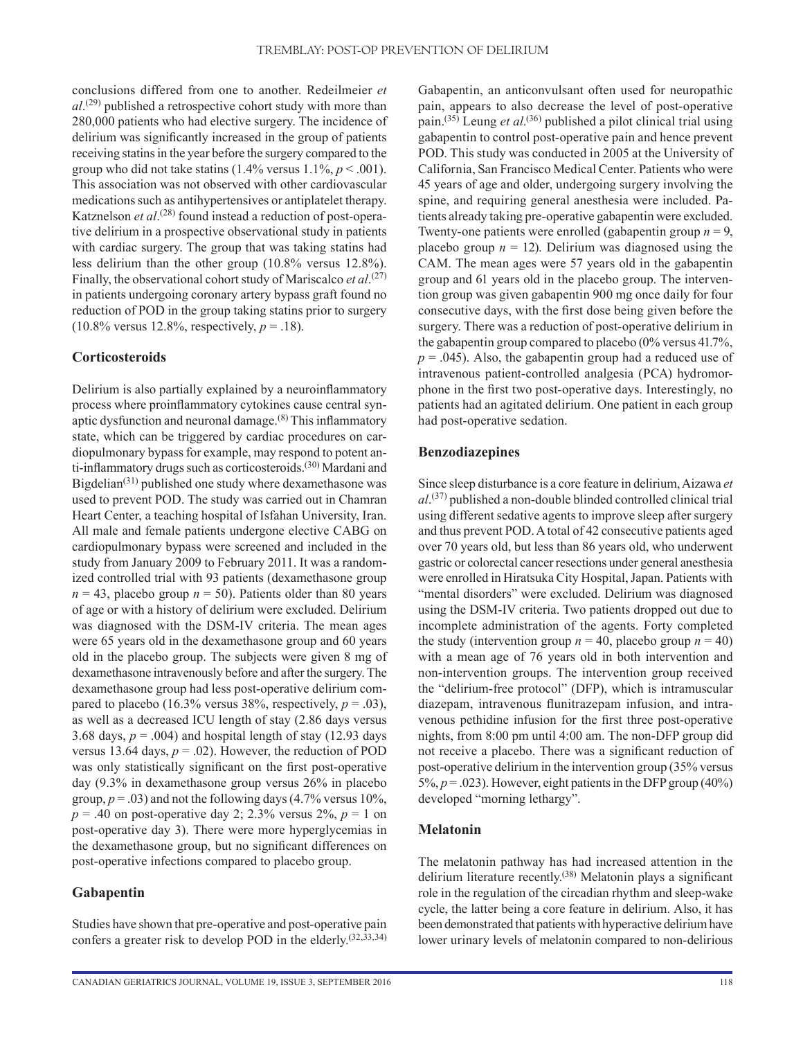conclusions differed from one to another. Redeilmeier *et al*.[29] published a retrospective cohort study with more than 280,000 patients who had elective surgery. The incidence of delirium was significantly increased in the group of patients receiving statins in the year before the surgery compared to the group who did not take statins (1.4% versus 1.1%, $p < .001$). This association was not observed with other cardiovascular medications such as antihypertensives or antiplatelet therapy. Katznelson *et al*.[28] found instead a reduction of post-operative delirium in a prospective observational study in patients with cardiac surgery. The group that was taking statins had less delirium than the other group (10.8% versus 12.8%). Finally, the observational cohort study of Mariscalco *et al*.[27] in patients undergoing coronary artery bypass graft found no reduction of POD in the group taking statins prior to surgery (10.8% versus 12.8%, respectively, $p = .18$).

## Corticosteroids

Delirium is also partially explained by a neuroinflammatory process where proinflammatory cytokines cause central synaptic dysfunction and neuronal damage.[8] This inflammatory state, which can be triggered by cardiac procedures on cardiopulmonary bypass for example, may respond to potent anti-inflammatory drugs such as corticosteroids.[30] Mardani and Bigdelian[31] published one study where dexamethasone was used to prevent POD. The study was carried out in Chamran Heart Center, a teaching hospital of Isfahan University, Iran. All male and female patients undergone elective CABG on cardiopulmonary bypass were screened and included in the study from January 2009 to February 2011. It was a randomized controlled trial with 93 patients (dexamethasone group $n = 43$, placebo group $n = 50$). Patients older than 80 years of age or with a history of delirium were excluded. Delirium was diagnosed with the DSM-IV criteria. The mean ages were 65 years old in the dexamethasone group and 60 years old in the placebo group. The subjects were given 8 mg of dexamethasone intravenously before and after the surgery. The dexamethasone group had less post-operative delirium compared to placebo (16.3% versus 38%, respectively, $p = .03$), as well as a decreased ICU length of stay (2.86 days versus 3.68 days, $p = .004$) and hospital length of stay (12.93 days versus 13.64 days, $p = .02$). However, the reduction of POD was only statistically significant on the first post-operative day (9.3% in dexamethasone group versus 26% in placebo group, $p = .03$) and not the following days (4.7% versus 10%, $p = .40$ on post-operative day 2; 2.3% versus 2%, $p = 1$ on post-operative day 3). There were more hyperglycemias in the dexamethasone group, but no significant differences on post-operative infections compared to placebo group.

## Gabapentin

Studies have shown that pre-operative and post-operative pain confers a greater risk to develop POD in the elderly.[32,33,34) Gabapentin, an anticonvulsant often used for neuropathic pain, appears to also decrease the level of post-operative pain.[35] Leung *et al*.[36] published a pilot clinical trial using gabapentin to control post-operative pain and hence prevent POD. This study was conducted in 2005 at the University of California, San Francisco Medical Center. Patients who were 45 years of age and older, undergoing surgery involving the spine, and requiring general anesthesia were included. Patients already taking pre-operative gabapentin were excluded. Twenty-one patients were enrolled (gabapentin group $n = 9$, placebo group $n = 12$). Delirium was diagnosed using the CAM. The mean ages were 57 years old in the gabapentin group and 61 years old in the placebo group. The intervention group was given gabapentin 900 mg once daily for four consecutive days, with the first dose being given before the surgery. There was a reduction of post-operative delirium in the gabapentin group compared to placebo (0% versus 41.7%, $p = .045$). Also, the gabapentin group had a reduced use of intravenous patient-controlled analgesia (PCA) hydromorphone in the first two post-operative days. Interestingly, no patients had an agitated delirium. One patient in each group had post-operative sedation.

## Benzodiazepines

Since sleep disturbance is a core feature in delirium, Aizawa *et al*.[37] published a non-double blinded controlled clinical trial using different sedative agents to improve sleep after surgery and thus prevent POD. A total of 42 consecutive patients aged over 70 years old, but less than 86 years old, who underwent gastric or colorectal cancer resections under general anesthesia were enrolled in Hiratsuka City Hospital, Japan. Patients with "mental disorders" were excluded. Delirium was diagnosed using the DSM-IV criteria. Two patients dropped out due to incomplete administration of the agents. Forty completed the study (intervention group $n = 40$, placebo group $n = 40$) with a mean age of 76 years old in both intervention and non-intervention groups. The intervention group received the "delirium-free protocol" (DFP), which is intramuscular diazepam, intravenous flunitrazepam infusion, and intravenous pethidine infusion for the first three post-operative nights, from 8:00 pm until 4:00 am. The non-DFP group did not receive a placebo. There was a significant reduction of post-operative delirium in the intervention group (35% versus 5%, $p = .023$). However, eight patients in the DFP group (40%) developed "morning lethargy".

## Melatonin

The melatonin pathway has had increased attention in the delirium literature recently.[38] Melatonin plays a significant role in the regulation of the circadian rhythm and sleep-wake cycle, the latter being a core feature in delirium. Also, it has been demonstrated that patients with hyperactive delirium have lower urinary levels of melatonin compared to non-delirious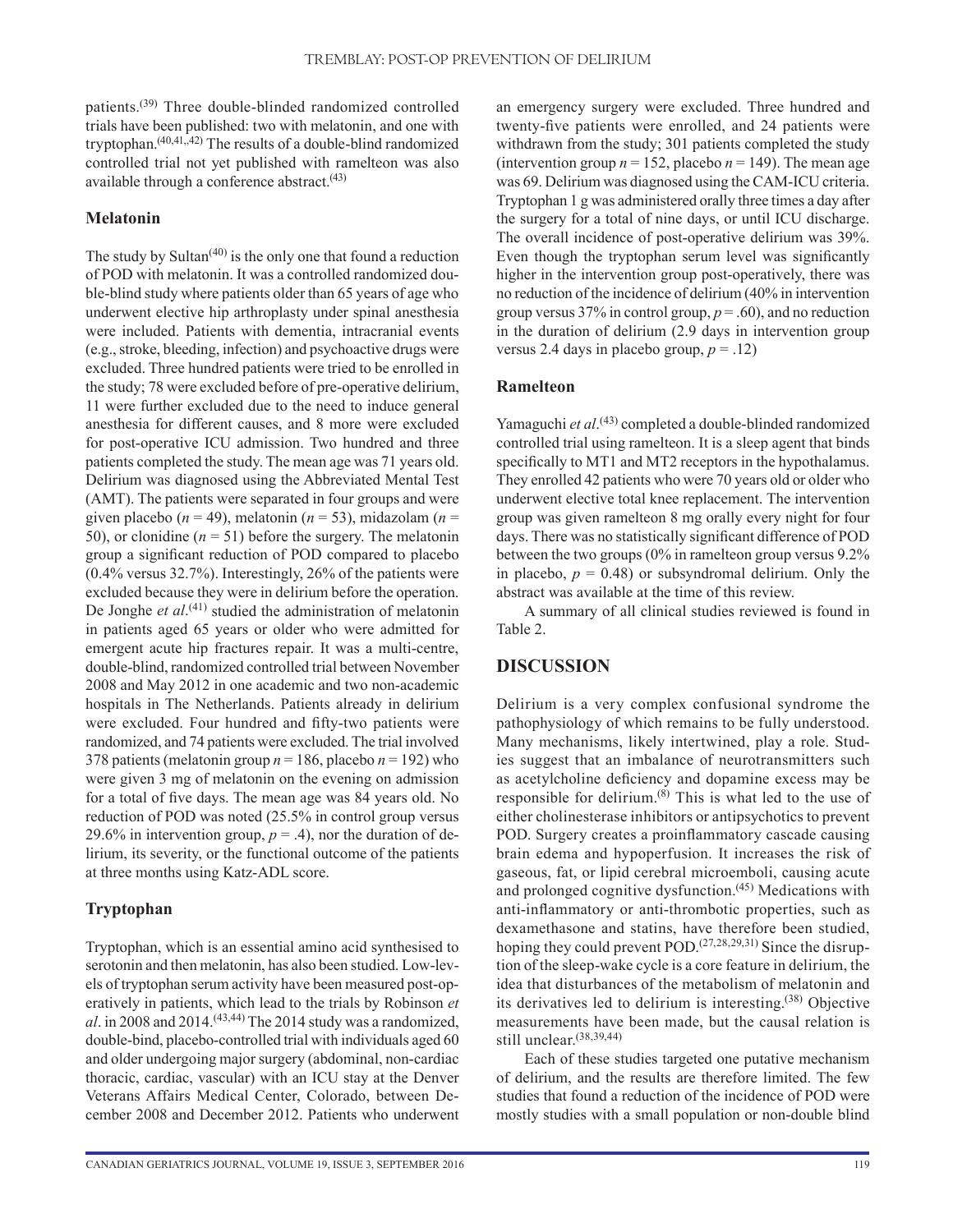patients.[39] Three double-blinded randomized controlled trials have been published: two with melatonin, and one with tryptophan.[40,41,,42] The results of a double-blind randomized controlled trial not yet published with ramelteon was also available through a conference abstract.[43]

### Melatonin

The study by Sultan[40] is the only one that found a reduction of POD with melatonin. It was a controlled randomized double-blind study where patients older than 65 years of age who underwent elective hip arthroplasty under spinal anesthesia were included. Patients with dementia, intracranial events (e.g., stroke, bleeding, infection) and psychoactive drugs were excluded. Three hundred patients were tried to be enrolled in the study; 78 were excluded before of pre-operative delirium, 11 were further excluded due to the need to induce general anesthesia for different causes, and 8 more were excluded for post-operative ICU admission. Two hundred and three patients completed the study. The mean age was 71 years old. Delirium was diagnosed using the Abbreviated Mental Test (AMT). The patients were separated in four groups and were given placebo ($n$ = 49), melatonin ($n$ = 53), midazolam ($n$ = 50), or clonidine ($n$ = 51) before the surgery. The melatonin group a significant reduction of POD compared to placebo (0.4% versus 32.7%). Interestingly, 26% of the patients were excluded because they were in delirium before the operation. De Jonghe *et al*.[41] studied the administration of melatonin in patients aged 65 years or older who were admitted for emergent acute hip fractures repair. It was a multi-centre, double-blind, randomized controlled trial between November 2008 and May 2012 in one academic and two non-academic hospitals in The Netherlands. Patients already in delirium were excluded. Four hundred and fifty-two patients were randomized, and 74 patients were excluded. The trial involved 378 patients (melatonin group $n$ = 186, placebo $n$ = 192) who were given 3 mg of melatonin on the evening on admission for a total of five days. The mean age was 84 years old. No reduction of POD was noted (25.5% in control group versus 29.6% in intervention group, $p$ = .4), nor the duration of delirium, its severity, or the functional outcome of the patients at three months using Katz-ADL score.

### Tryptophan

Tryptophan, which is an essential amino acid synthesised to serotonin and then melatonin, has also been studied. Low-levels of tryptophan serum activity have been measured post-operatively in patients, which lead to the trials by Robinson *et al*. in 2008 and 2014.[43,44] The 2014 study was a randomized, double-bind, placebo-controlled trial with individuals aged 60 and older undergoing major surgery (abdominal, non-cardiac thoracic, cardiac, vascular) with an ICU stay at the Denver Veterans Affairs Medical Center, Colorado, between December 2008 and December 2012. Patients who underwent an emergency surgery were excluded. Three hundred and twenty-five patients were enrolled, and 24 patients were withdrawn from the study; 301 patients completed the study (intervention group $n$ = 152, placebo $n$ = 149). The mean age was 69. Delirium was diagnosed using the CAM-ICU criteria. Tryptophan 1 g was administered orally three times a day after the surgery for a total of nine days, or until ICU discharge. The overall incidence of post-operative delirium was 39%. Even though the tryptophan serum level was significantly higher in the intervention group post-operatively, there was no reduction of the incidence of delirium (40% in intervention group versus 37% in control group, $p$ = .60), and no reduction in the duration of delirium (2.9 days in intervention group versus 2.4 days in placebo group, $p$ = .12)

### Ramelteon

Yamaguchi *et al*.[43] completed a double-blinded randomized controlled trial using ramelteon. It is a sleep agent that binds specifically to MT1 and MT2 receptors in the hypothalamus. They enrolled 42 patients who were 70 years old or older who underwent elective total knee replacement. The intervention group was given ramelteon 8 mg orally every night for four days. There was no statistically significant difference of POD between the two groups (0% in ramelteon group versus 9.2% in placebo, $p$ = 0.48) or subsyndromal delirium. Only the abstract was available at the time of this review.

A summary of all clinical studies reviewed is found in Table 2.

## DISCUSSION

Delirium is a very complex confusional syndrome the pathophysiology of which remains to be fully understood. Many mechanisms, likely intertwined, play a role. Studies suggest that an imbalance of neurotransmitters such as acetylcholine deficiency and dopamine excess may be responsible for delirium.[8] This is what led to the use of either cholinesterase inhibitors or antipsychotics to prevent POD. Surgery creates a proinflammatory cascade causing brain edema and hypoperfusion. It increases the risk of gaseous, fat, or lipid cerebral microemboli, causing acute and prolonged cognitive dysfunction.[45] Medications with anti-inflammatory or anti-thrombotic properties, such as dexamethasone and statins, have therefore been studied, hoping they could prevent POD.[27,28,29,31] Since the disruption of the sleep-wake cycle is a core feature in delirium, the idea that disturbances of the metabolism of melatonin and its derivatives led to delirium is interesting.[38] Objective measurements have been made, but the causal relation is still unclear.[38,39,44]

Each of these studies targeted one putative mechanism of delirium, and the results are therefore limited. The few studies that found a reduction of the incidence of POD were mostly studies with a small population or non-double blind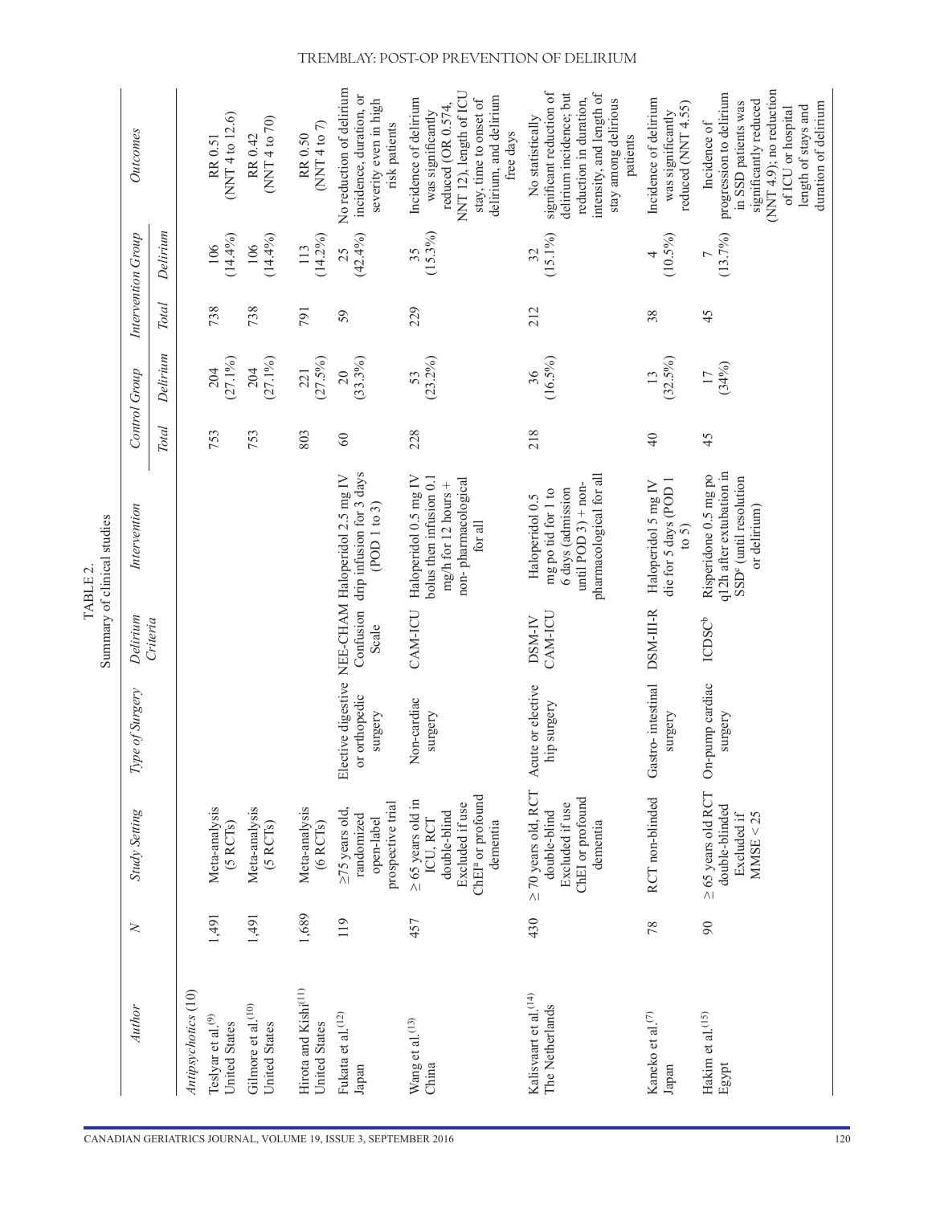TABLE 2.
Summary of clinical studies

| Author | N | Study Setting | Type of Surgery | Delirium Criteria | Intervention | Control Group | | Intervention Group | | Outcomes |
|---|---|---|---|---|---|---|---|---|---|---|
| | | | | | | Total | Delirium | Total | Delirium | |
| *Antipsychotics* (10) | | | | | | | | | | |
| Teslyar et al.[9] United States | 1,491 | Meta-analysis (5 RCTs) | | | | 753 | 204 (27.1%) | 738 | 106 (14.4%) | RR 0.51 (NNT 4 to 12.6) |
| Gilmore et al.[10] United States | 1,491 | Meta-analysis (5 RCTs) | | | | 753 | 204 (27.1%) | 738 | 106 (14.4%) | RR 0.42 (NNT 4 to 70) |
| Hirota and Kishi[11] United States | 1,689 | Meta-analysis (6 RCTs) | | | | 803 | 221 (27.5%) | 791 | 113 (14.2%) | RR 0.50 (NNT 4 to 7) |
| Fukata et al.[12] Japan | 119 | ≥75 years old, randomized open-label prospective trial | Elective digestive or orthopedic surgery | NEE-CHAM Confusion Scale | Haloperidol 2.5 mg IV drip infusion for 3 days (POD 1 to 3) | 60 | 20 (33.3%) | 59 | 25 (42.4%) | No reduction of delirium incidence, duration, or severity even in high risk patients |
| Wang et al.[13] China | 457 | ≥ 65 years old in ICU, RCT double-blind Excluded if use ChEI[a] or profound dementia | Non-cardiac surgery | CAM-ICU | Haloperidol 0.5 mg IV bolus then infusion 0.1 mg/h for 12 hours + non- pharmacological for all | 228 | 53 (23.2%) | 229 | 35 (15.3%) | Incidence of delirium was significantly reduced (OR 0.574, NNT 12), length of ICU stay, time to onset of delirium, and delirium free days |
| Kalisvaart et al.[14] The Netherlands | 430 | ≥ 70 years old, RCT double-blind Excluded if use ChEI or profound dementia | Acute or elective hip surgery | DSM-IV CAM-ICU | Haloperidol 0.5 mg po tid for 1 to 6 days (admission until POD 3) + non-pharmacological for all | 218 | 36 (16.5%) | 212 | 32 (15.1%) | No statistically significant reduction of delirium incidence; but reduction in duration, intensity, and length of stay among delirious patients |
| Kaneko et al.[7] Japan | 78 | RCT non-blinded | Gastro- intestinal surgery | DSM-III-R | Haloperidol 5 mg IV die for 5 days (POD 1 to 5) | 40 | 13 (32.5%) | 38 | 4 (10.5%) | Incidence of delirium was significantly reduced (NNT 4.55) |
| Hakim et al.[15] Egypt | 90 | ≥ 65 years old RCT double-blinded Excluded if MMSE < 25 | On-pump cardiac surgery | ICDSC[b] | Risperidone 0.5 mg po q12h after extubation in SSD[c] (until resolution or delirium) | 45 | 17 (34%) | 45 | 7 (13.7%) | Incidence of progression to delirium in SSD patients was significantly reduced (NNT 4.9); no reduction of ICU or hospital length of stays and duration of delirium |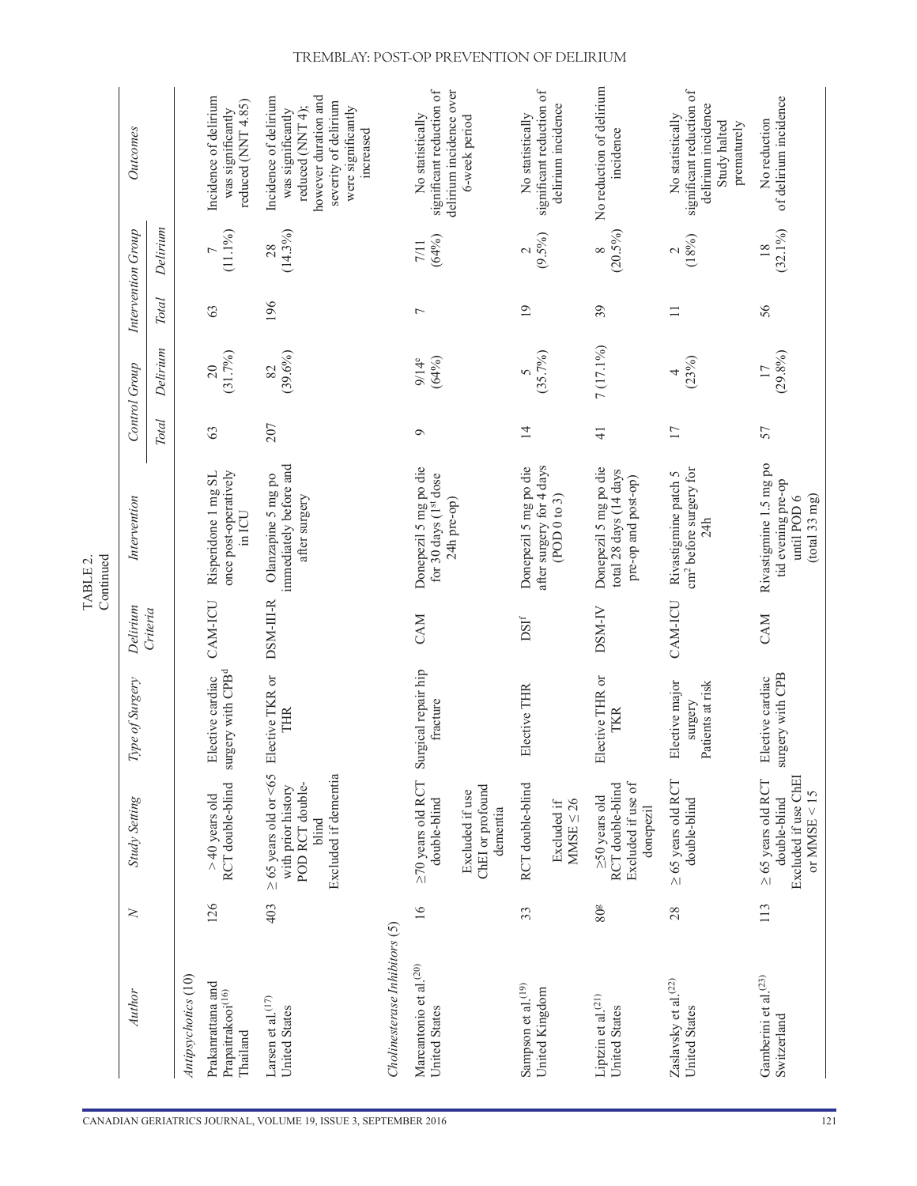TABLE 2.
Continued

| Author | N | Study Setting | Type of Surgery | Delirium Criteria | Intervention | Control Group | | Intervention Group | | Outcomes |
|---|---|---|---|---|---|---|---|---|---|---|
| | | | | | | Total | Delirium | Total | Delirium | |
| *Antipsychotics* (10) | | | | | | | | | | |
| Prakanrattana and Prapaitrakool[16] Thailand | 126 | > 40 years old RCT double-blind | Elective cardiac surgery with CPB[d] | CAM-ICU | Risperidone 1 mg SL once post-operatively in ICU | 63 | 20 (31.7%) | 63 | 7 (11.1%) | Incidence of delirium was significantly reduced (NNT 4.85) |
| Larsen et al.[17] United States | 403 | ≥ 65 years old or <65 with prior history POD RCT double-blind Excluded if dementia | Elective TKR or THR | DSM-III-R | Olanzapine 5 mg po immediately before and after surgery | 207 | 82 (39.6%) | 196 | 28 (14.3%) | Incidence of delirium was significantly reduced (NNT 4); however duration and severity of delirium were significantly increased |
| *Cholinesterase Inhibitors* (5) | | | | | | | | | | |
| Marcantonio et al.[20] United States | 16 | ≥70 years old RCT double-blind Excluded if use ChEI or profound dementia | Surgical repair hip fracture | CAM | Donepezil 5 mg po die for 30 days (1[st] dose 24h pre-op) | 9 | 9/14[e] (64%) | 7 | 7/11 (64%) | No statistically significant reduction of delirium incidence over 6-week period |
| Sampson et al.[19] United Kingdom | 33 | RCT double-blind Excluded if MMSE ≤ 26 | Elective THR | DSI[f] | Donepezil 5 mg po die after surgery for 4 days (POD 0 to 3) | 14 | 5 (35.7%) | 19 | 2 (9.5%) | No statistically significant reduction of delirium incidence |
| Liptzin et al.[21] United States | 80[g] | ≥50 years old RCT double-blind Excluded if use of donepezil | Elective THR or TKR | DSM-IV | Donepezil 5 mg po die total 28 days (14 days pre-op and post-op) | 41 | 7 (17.1%) | 39 | 8 (20.5%) | No reduction of delirium incidence |
| Zaslavsky et al.[22] United States | 28 | ≥ 65 years old RCT double-blind | Elective major surgery Patients at risk | CAM-ICU | Rivastigmine patch 5 cm² before surgery for 24h | 17 | 4 (23%) | 11 | 2 (18%) | No statistically significant reduction of delirium incidence Study halted prematurely |
| Gamberini et al.[23] Switzerland | 113 | ≥ 65 years old RCT double-blind Excluded if use ChEI or MMSE < 15 | Elective cardiac surgery with CPB | CAM | Rivastigmine 1.5 mg po tid evening pre-op until POD 6 (total 33 mg) | 57 | 17 (29.8%) | 56 | 18 (32.1%) | No reduction of delirium incidence |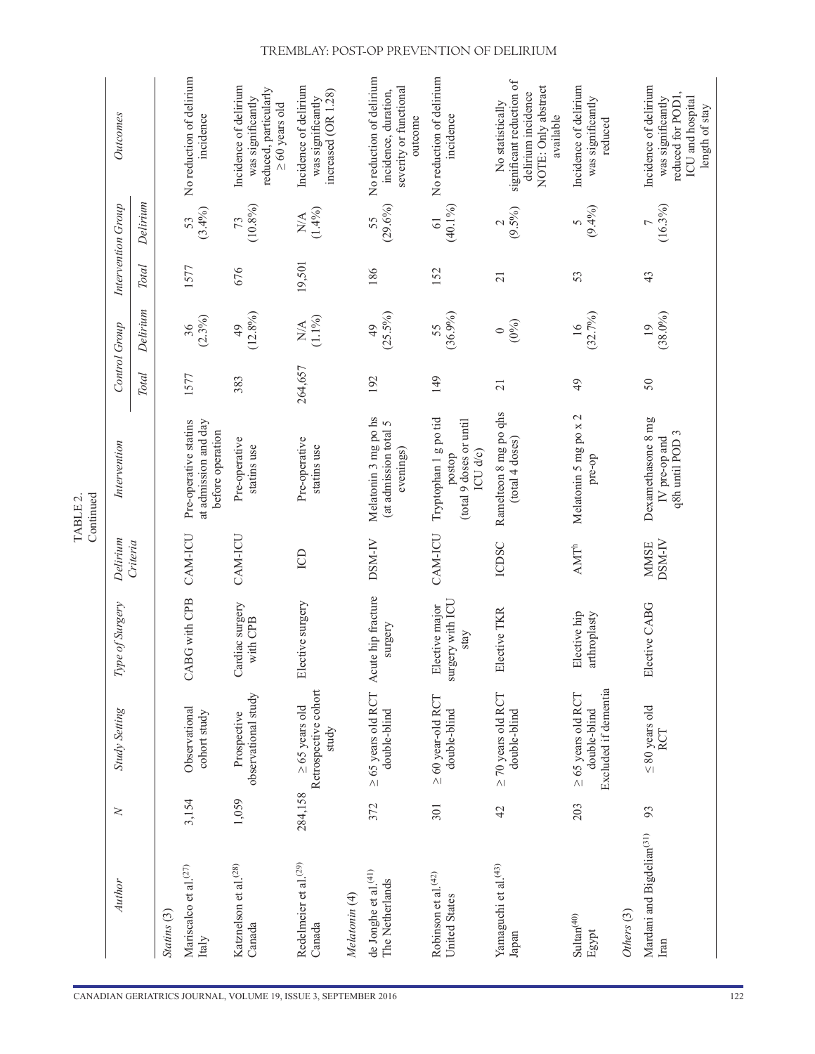TABLE 2.
Continued

| Author | N | Study Setting | Type of Surgery | Delirium Criteria | Intervention | Control Group | | Intervention Group | | Outcomes |
|---|---|---|---|---|---|---|---|---|---|---|
| | | | | | | Total | Delirium | Total | Delirium | |
| *Statins (3)* | | | | | | | | | | |
| Mariscalco et al.[27] Italy | 3,154 | Observational cohort study | CABG with CPB | CAM-ICU | Pre-operative statins at admission and day before operation | 1577 | 36 (2.3%) | 1577 | 53 (3.4%) | No reduction of delirium incidence |
| Katznelson et al.[28] Canada | 1,059 | Prospective observational study | Cardiac surgery with CPB | CAM-ICU | Pre-operative statins use | 383 | 49 (12.8%) | 676 | 73 (10.8%) | Incidence of delirium was significantly reduced, particularly ≥60 years old |
| Redelmeier et al.[29] Canada | 284,158 | ≥65 years old Retrospective cohort study | Elective surgery | ICD | Pre-operative statins use | 264,657 | N/A (1.1%) | 19,501 | N/A (1.4%) | Incidence of delirium was significantly increased (OR 1.28) |
| *Melatonin (4)* | | | | | | | | | | |
| de Jonghe et al.[41] The Netherlands | 372 | ≥ 65 years old RCT double-blind | Acute hip fracture surgery | DSM-IV | Melatonin 3 mg po hs (at admission total 5 evenings) | 192 | 49 (25.5%) | 186 | 55 (29.6%) | No reduction of delirium incidence, duration, severity or functional outcome |
| Robinson et al.[42] United States | 301 | ≥ 60 year-old RCT double-blind | Elective major surgery with ICU stay | CAM-ICU | Tryptophan 1 g po tid postop (total 9 doses or until ICU d/c) | 149 | 55 (36.9%) | 152 | 61 (40.1%) | No reduction of delirium incidence |
| Yamaguchi et al.[43] Japan | 42 | ≥ 70 years old RCT double-blind | Elective TKR | ICDSC | Ramelteon 8 mg po qhs (total 4 doses) | 21 | 0 (0%) | 21 | 2 (9.5%) | No statistically significant reduction of delirium incidence NOTE: Only abstract available |
| Sultan[40] Egypt | 203 | ≥ 65 years old RCT double-blind Excluded if dementia | Elective hip arthroplasty | AMT[b] | Melatonin 5 mg po x 2 pre-op | 49 | 16 (32.7%) | 53 | 5 (9.4%) | Incidence of delirium was significantly reduced |
| *Others (3)* | | | | | | | | | | |
| Mardani and Bigdelian[31] Iran | 93 | ≤ 80 years old RCT | Elective CABG | MMSE DSM-IV | Dexamethasone 8 mg IV pre-op and q8h until POD 3 | 50 | 19 (38.0%) | 43 | 7 (16.3%) | Incidence of delirium was significantly reduced for POD1, ICU and hospital length of stay |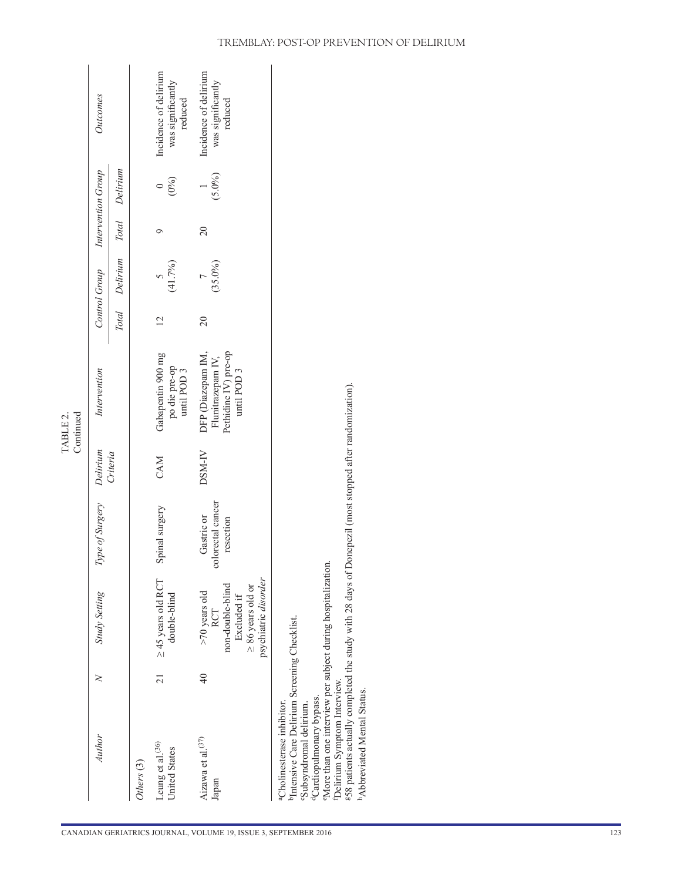TABLE 2.
Continued

| Author | N | Study Setting | Type of Surgery | Delirium Criteria | Intervention | Control Group | | Intervention Group | | Outcomes |
|---|---|---|---|---|---|---|---|---|---|---|
| | | | | | | Total | Delirium | Total | Delirium | |
| *Others* (3) | | | | | | | | | | |
| Leung et al.[36] United States | 21 | ≥45 years old RCT double-blind | Spinal surgery | CAM | Gabapentin 900 mg po die pre-op until POD 3 | 12 | 5 (41.7%) | 9 | 0 (0%) | Incidence of delirium was significantly reduced |
| Aizawa et al.[37] Japan | 40 | >70 years old RCT non-double-blind Excluded if ≥86 years old or psychiatric *disorder* | Gastric or colorectal cancer resection | DSM-IV | DFP (Diazepam IM, Flunitrazepam IV, Pethidine IV) pre-op until POD 3 | 20 | 7 (35.0%) | 20 | 1 (5.0%) | Incidence of delirium was significantly reduced |

[a]Cholinesterase inhibitor.
[b]Intensive Care Delirium Screening Checklist.
[c]Subsyndromal delirium.
[d]Cardiopulmonary bypass.
[e]More than one interview per subject during hospitalization.
[f]Delirium Symptom Interview.
[g]58 patients actually completed the study with 28 days of Donepezil (most stopped after randomization).
[h]Abbreviated Mental Status.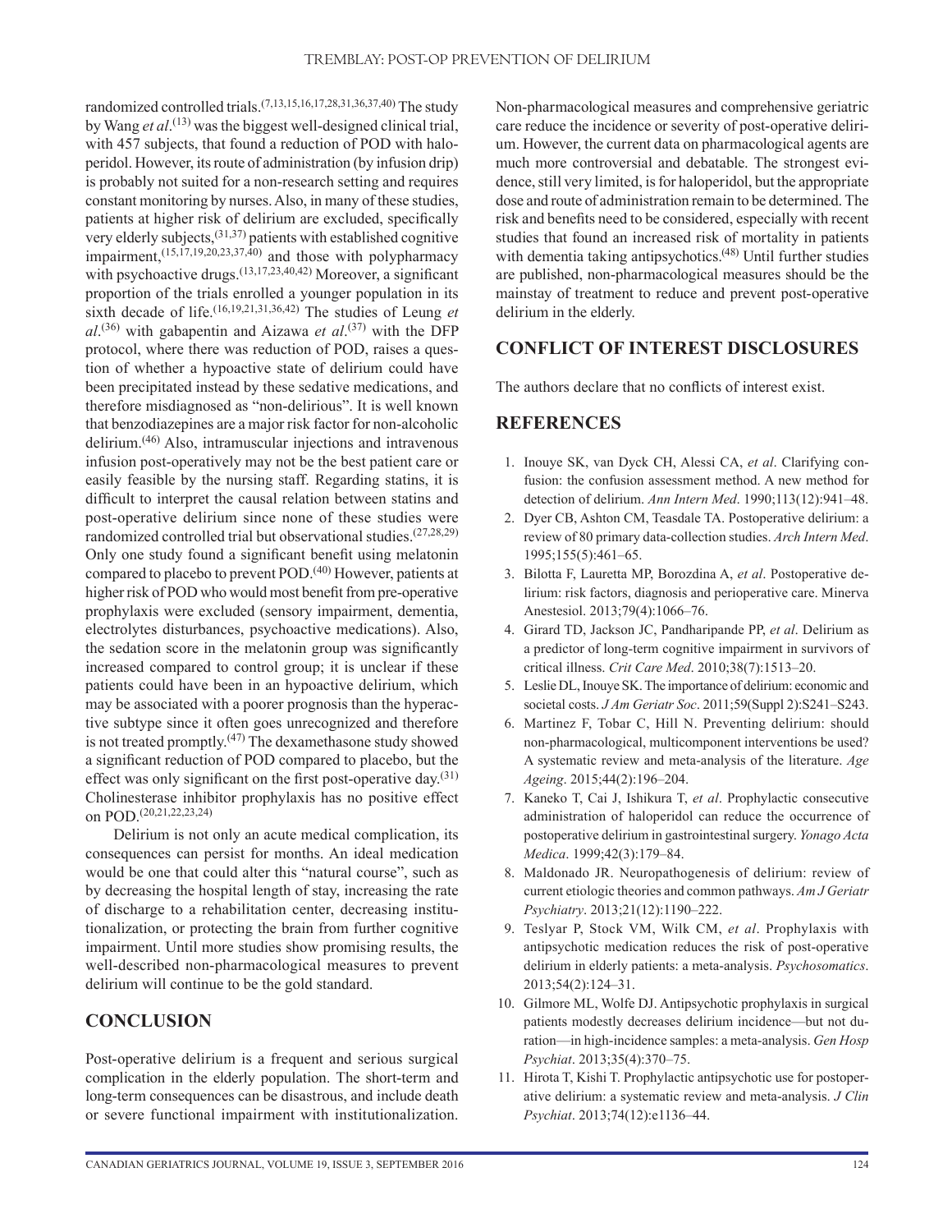randomized controlled trials.[7,13,15,16,17,28,31,36,37,40] The study by Wang *et al*.[13] was the biggest well-designed clinical trial, with 457 subjects, that found a reduction of POD with haloperidol. However, its route of administration (by infusion drip) is probably not suited for a non-research setting and requires constant monitoring by nurses. Also, in many of these studies, patients at higher risk of delirium are excluded, specifically very elderly subjects,[31,37] patients with established cognitive impairment,[15,17,19,20,23,37,40] and those with polypharmacy with psychoactive drugs.[13,17,23,40,42] Moreover, a significant proportion of the trials enrolled a younger population in its sixth decade of life.[16,19,21,31,36,42] The studies of Leung *et al*.[36] with gabapentin and Aizawa *et al*.[37] with the DFP protocol, where there was reduction of POD, raises a question of whether a hypoactive state of delirium could have been precipitated instead by these sedative medications, and therefore misdiagnosed as "non-delirious". It is well known that benzodiazepines are a major risk factor for non-alcoholic delirium.[46] Also, intramuscular injections and intravenous infusion post-operatively may not be the best patient care or easily feasible by the nursing staff. Regarding statins, it is difficult to interpret the causal relation between statins and post-operative delirium since none of these studies were randomized controlled trial but observational studies.[27,28,29] Only one study found a significant benefit using melatonin compared to placebo to prevent POD.[40] However, patients at higher risk of POD who would most benefit from pre-operative prophylaxis were excluded (sensory impairment, dementia, electrolytes disturbances, psychoactive medications). Also, the sedation score in the melatonin group was significantly increased compared to control group; it is unclear if these patients could have been in an hypoactive delirium, which may be associated with a poorer prognosis than the hyperactive subtype since it often goes unrecognized and therefore is not treated promptly.[47] The dexamethasone study showed a significant reduction of POD compared to placebo, but the effect was only significant on the first post-operative day.[31] Cholinesterase inhibitor prophylaxis has no positive effect on POD.[20,21,22,23,24]

Delirium is not only an acute medical complication, its consequences can persist for months. An ideal medication would be one that could alter this "natural course", such as by decreasing the hospital length of stay, increasing the rate of discharge to a rehabilitation center, decreasing institutionalization, or protecting the brain from further cognitive impairment. Until more studies show promising results, the well-described non-pharmacological measures to prevent delirium will continue to be the gold standard.

## CONCLUSION

Post-operative delirium is a frequent and serious surgical complication in the elderly population. The short-term and long-term consequences can be disastrous, and include death or severe functional impairment with institutionalization. Non-pharmacological measures and comprehensive geriatric care reduce the incidence or severity of post-operative delirium. However, the current data on pharmacological agents are much more controversial and debatable. The strongest evidence, still very limited, is for haloperidol, but the appropriate dose and route of administration remain to be determined. The risk and benefits need to be considered, especially with recent studies that found an increased risk of mortality in patients with dementia taking antipsychotics.[48] Until further studies are published, non-pharmacological measures should be the mainstay of treatment to reduce and prevent post-operative delirium in the elderly.

## CONFLICT OF INTEREST DISCLOSURES

The authors declare that no conflicts of interest exist.

## REFERENCES

1. Inouye SK, van Dyck CH, Alessi CA, *et al*. Clarifying confusion: the confusion assessment method. A new method for detection of delirium. *Ann Intern Med*. 1990;113(12):941–48.
2. Dyer CB, Ashton CM, Teasdale TA. Postoperative delirium: a review of 80 primary data-collection studies. *Arch Intern Med*. 1995;155(5):461–65.
3. Bilotta F, Lauretta MP, Borozdina A, *et al*. Postoperative delirium: risk factors, diagnosis and perioperative care. Minerva Anestesiol. 2013;79(4):1066–76.
4. Girard TD, Jackson JC, Pandharipande PP, *et al*. Delirium as a predictor of long-term cognitive impairment in survivors of critical illness. *Crit Care Med*. 2010;38(7):1513–20.
5. Leslie DL, Inouye SK. The importance of delirium: economic and societal costs. *J Am Geriatr Soc*. 2011;59(Suppl 2):S241–S243.
6. Martinez F, Tobar C, Hill N. Preventing delirium: should non-pharmacological, multicomponent interventions be used? A systematic review and meta-analysis of the literature. *Age Ageing*. 2015;44(2):196–204.
7. Kaneko T, Cai J, Ishikura T, *et al*. Prophylactic consecutive administration of haloperidol can reduce the occurrence of postoperative delirium in gastrointestinal surgery. *Yonago Acta Medica*. 1999;42(3):179–84.
8. Maldonado JR. Neuropathogenesis of delirium: review of current etiologic theories and common pathways. *Am J Geriatr Psychiatry*. 2013;21(12):1190–222.
9. Teslyar P, Stock VM, Wilk CM, *et al*. Prophylaxis with antipsychotic medication reduces the risk of post-operative delirium in elderly patients: a meta-analysis. *Psychosomatics*. 2013;54(2):124–31.
10. Gilmore ML, Wolfe DJ. Antipsychotic prophylaxis in surgical patients modestly decreases delirium incidence—but not duration—in high-incidence samples: a meta-analysis. *Gen Hosp Psychiat*. 2013;35(4):370–75.
11. Hirota T, Kishi T. Prophylactic antipsychotic use for postoperative delirium: a systematic review and meta-analysis. *J Clin Psychiat*. 2013;74(12):e1136–44.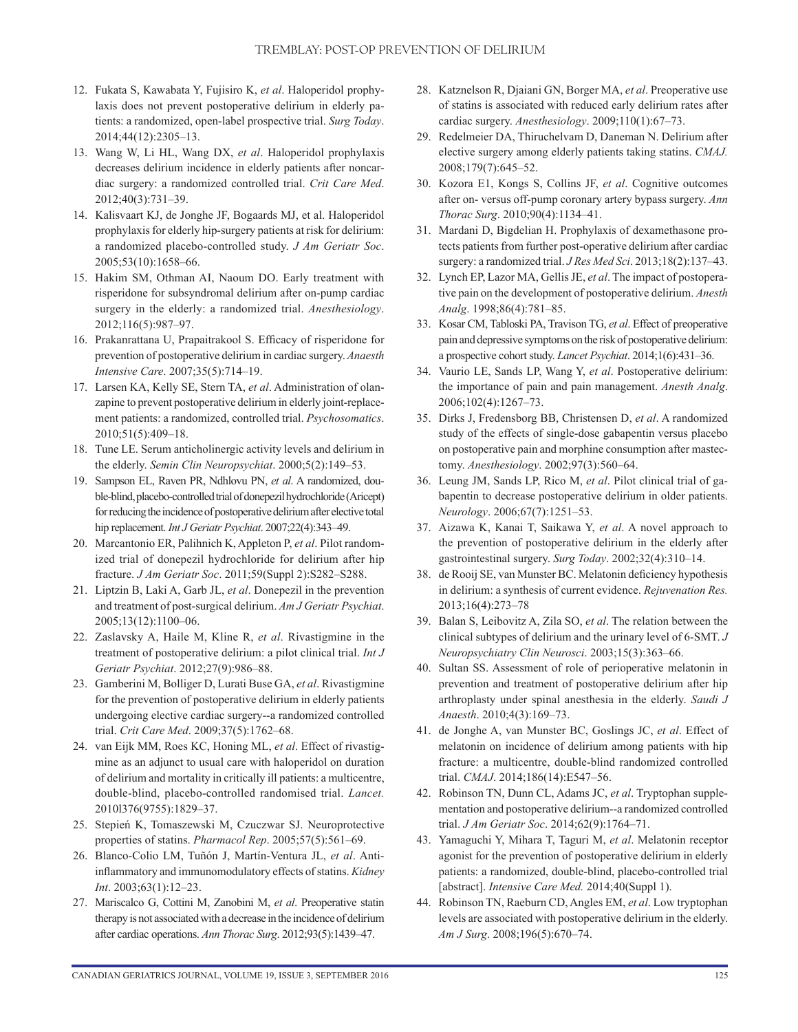12. Fukata S, Kawabata Y, Fujisiro K, *et al*. Haloperidol prophylaxis does not prevent postoperative delirium in elderly patients: a randomized, open-label prospective trial. *Surg Today*. 2014;44(12):2305–13.
13. Wang W, Li HL, Wang DX, *et al*. Haloperidol prophylaxis decreases delirium incidence in elderly patients after noncardiac surgery: a randomized controlled trial. *Crit Care Med*. 2012;40(3):731–39.
14. Kalisvaart KJ, de Jonghe JF, Bogaards MJ, et al. Haloperidol prophylaxis for elderly hip-surgery patients at risk for delirium: a randomized placebo-controlled study. *J Am Geriatr Soc*. 2005;53(10):1658–66.
15. Hakim SM, Othman AI, Naoum DO. Early treatment with risperidone for subsyndromal delirium after on-pump cardiac surgery in the elderly: a randomized trial. *Anesthesiology*. 2012;116(5):987–97.
16. Prakanrattana U, Prapaitrakool S. Efficacy of risperidone for prevention of postoperative delirium in cardiac surgery. *Anaesth Intensive Care*. 2007;35(5):714–19.
17. Larsen KA, Kelly SE, Stern TA, *et al*. Administration of olanzapine to prevent postoperative delirium in elderly joint-replacement patients: a randomized, controlled trial. *Psychosomatics*. 2010;51(5):409–18.
18. Tune LE. Serum anticholinergic activity levels and delirium in the elderly. *Semin Clin Neuropsychiat*. 2000;5(2):149–53.
19. Sampson EL, Raven PR, Ndhlovu PN, *et al*. A randomized, double-blind, placebo-controlled trial of donepezil hydrochloride (Aricept) for reducing the incidence of postoperative delirium after elective total hip replacement. *Int J Geriatr Psychiat*. 2007;22(4):343–49.
20. Marcantonio ER, Palihnich K, Appleton P, *et al*. Pilot randomized trial of donepezil hydrochloride for delirium after hip fracture. *J Am Geriatr Soc*. 2011;59(Suppl 2):S282–S288.
21. Liptzin B, Laki A, Garb JL, *et al*. Donepezil in the prevention and treatment of post-surgical delirium. *Am J Geriatr Psychiat*. 2005;13(12):1100–06.
22. Zaslavsky A, Haile M, Kline R, *et al*. Rivastigmine in the treatment of postoperative delirium: a pilot clinical trial. *Int J Geriatr Psychiat*. 2012;27(9):986–88.
23. Gamberini M, Bolliger D, Lurati Buse GA, *et al*. Rivastigmine for the prevention of postoperative delirium in elderly patients undergoing elective cardiac surgery--a randomized controlled trial. *Crit Care Med*. 2009;37(5):1762–68.
24. van Eijk MM, Roes KC, Honing ML, *et al*. Effect of rivastigmine as an adjunct to usual care with haloperidol on duration of delirium and mortality in critically ill patients: a multicentre, double-blind, placebo-controlled randomised trial. *Lancet.* 2010l376(9755):1829–37.
25. Stepień K, Tomaszewski M, Czuczwar SJ. Neuroprotective properties of statins. *Pharmacol Rep*. 2005;57(5):561–69.
26. Blanco-Colio LM, Tuñón J, Martín-Ventura JL, *et al*. Anti-inflammatory and immunomodulatory effects of statins. *Kidney Int*. 2003;63(1):12–23.
27. Mariscalco G, Cottini M, Zanobini M, *et al*. Preoperative statin therapy is not associated with a decrease in the incidence of delirium after cardiac operations. *Ann Thorac Surg*. 2012;93(5):1439–47.
28. Katznelson R, Djaiani GN, Borger MA, *et al*. Preoperative use of statins is associated with reduced early delirium rates after cardiac surgery. *Anesthesiology*. 2009;110(1):67–73.
29. Redelmeier DA, Thiruchelvam D, Daneman N. Delirium after elective surgery among elderly patients taking statins. *CMAJ.* 2008;179(7):645–52.
30. Kozora E1, Kongs S, Collins JF, *et al*. Cognitive outcomes after on- versus off-pump coronary artery bypass surgery. *Ann Thorac Surg*. 2010;90(4):1134–41.
31. Mardani D, Bigdelian H. Prophylaxis of dexamethasone protects patients from further post-operative delirium after cardiac surgery: a randomized trial. *J Res Med Sci*. 2013;18(2):137–43.
32. Lynch EP, Lazor MA, Gellis JE, *et al*. The impact of postoperative pain on the development of postoperative delirium. *Anesth Analg*. 1998;86(4):781–85.
33. Kosar CM, Tabloski PA, Travison TG, *et al*. Effect of preoperative pain and depressive symptoms on the risk of postoperative delirium: a prospective cohort study. *Lancet Psychiat*. 2014;1(6):431–36.
34. Vaurio LE, Sands LP, Wang Y, *et al*. Postoperative delirium: the importance of pain and pain management. *Anesth Analg*. 2006;102(4):1267–73.
35. Dirks J, Fredensborg BB, Christensen D, *et al*. A randomized study of the effects of single-dose gabapentin versus placebo on postoperative pain and morphine consumption after mastectomy. *Anesthesiology*. 2002;97(3):560–64.
36. Leung JM, Sands LP, Rico M, *et al*. Pilot clinical trial of gabapentin to decrease postoperative delirium in older patients. *Neurology*. 2006;67(7):1251–53.
37. Aizawa K, Kanai T, Saikawa Y, *et al*. A novel approach to the prevention of postoperative delirium in the elderly after gastrointestinal surgery. *Surg Today*. 2002;32(4):310–14.
38. de Rooij SE, van Munster BC. Melatonin deficiency hypothesis in delirium: a synthesis of current evidence. *Rejuvenation Res.* 2013;16(4):273–78
39. Balan S, Leibovitz A, Zila SO, *et al*. The relation between the clinical subtypes of delirium and the urinary level of 6-SMT. *J Neuropsychiatry Clin Neurosci*. 2003;15(3):363–66.
40. Sultan SS. Assessment of role of perioperative melatonin in prevention and treatment of postoperative delirium after hip arthroplasty under spinal anesthesia in the elderly. *Saudi J Anaesth*. 2010;4(3):169–73.
41. de Jonghe A, van Munster BC, Goslings JC, *et al*. Effect of melatonin on incidence of delirium among patients with hip fracture: a multicentre, double-blind randomized controlled trial. *CMAJ*. 2014;186(14):E547–56.
42. Robinson TN, Dunn CL, Adams JC, *et al*. Tryptophan supplementation and postoperative delirium--a randomized controlled trial. *J Am Geriatr Soc*. 2014;62(9):1764–71.
43. Yamaguchi Y, Mihara T, Taguri M, *et al*. Melatonin receptor agonist for the prevention of postoperative delirium in elderly patients: a randomized, double-blind, placebo-controlled trial [abstract]. *Intensive Care Med.* 2014;40(Suppl 1).
44. Robinson TN, Raeburn CD, Angles EM, *et al*. Low tryptophan levels are associated with postoperative delirium in the elderly. *Am J Surg*. 2008;196(5):670–74.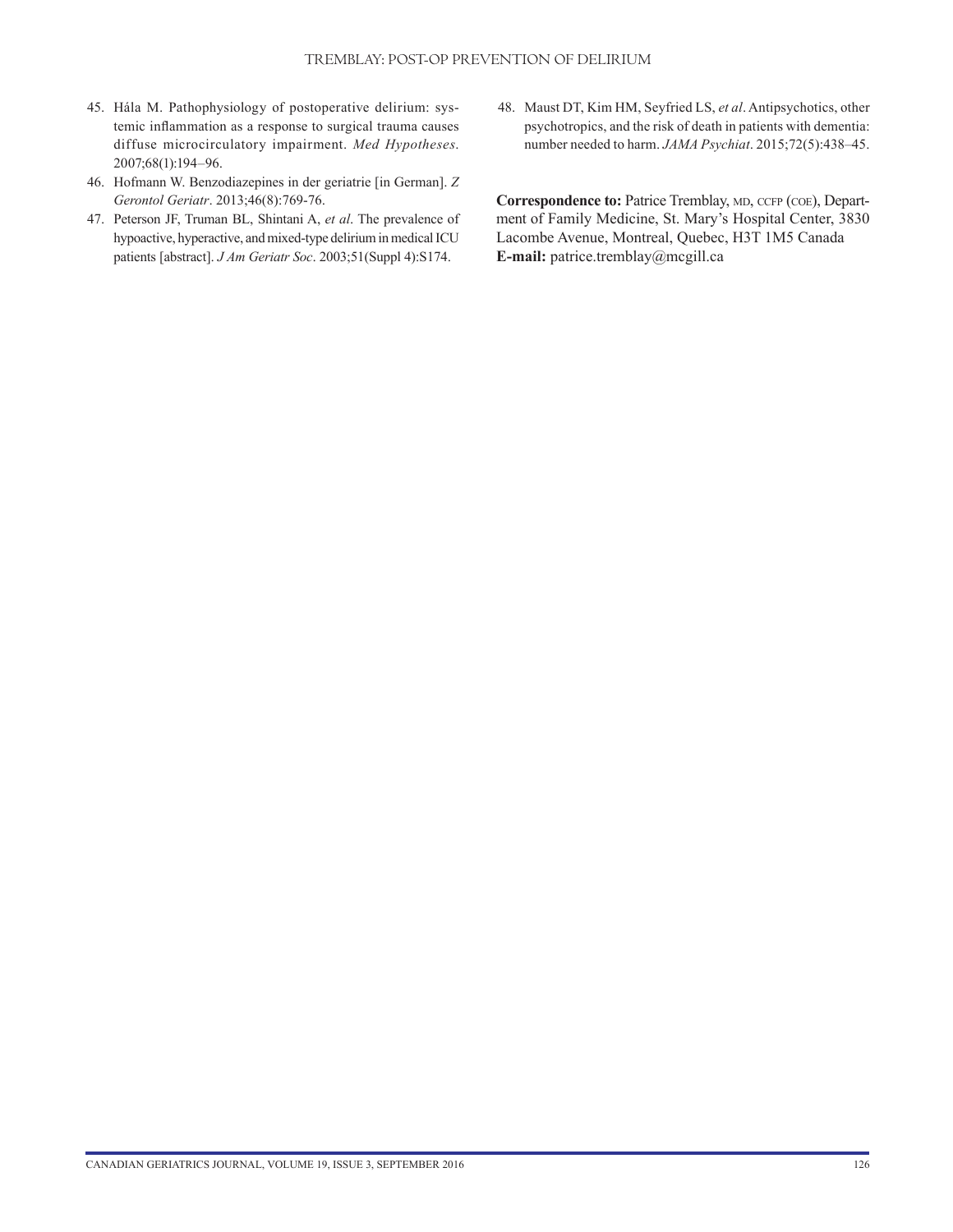45. Hála M. Pathophysiology of postoperative delirium: systemic inflammation as a response to surgical trauma causes diffuse microcirculatory impairment. *Med Hypotheses*. 2007;68(1):194–96.
46. Hofmann W. Benzodiazepines in der geriatrie [in German]. *Z Gerontol Geriatr*. 2013;46(8):769-76.
47. Peterson JF, Truman BL, Shintani A, *et al*. The prevalence of hypoactive, hyperactive, and mixed-type delirium in medical ICU patients [abstract]. *J Am Geriatr Soc*. 2003;51(Suppl 4):S174.
48. Maust DT, Kim HM, Seyfried LS, *et al*. Antipsychotics, other psychotropics, and the risk of death in patients with dementia: number needed to harm. *JAMA Psychiat*. 2015;72(5):438–45.

**Correspondence to:** Patrice Tremblay, MD, CCFP (COE), Department of Family Medicine, St. Mary's Hospital Center, 3830 Lacombe Avenue, Montreal, Quebec, H3T 1M5 Canada
**E-mail:** patrice.tremblay@mcgill.ca